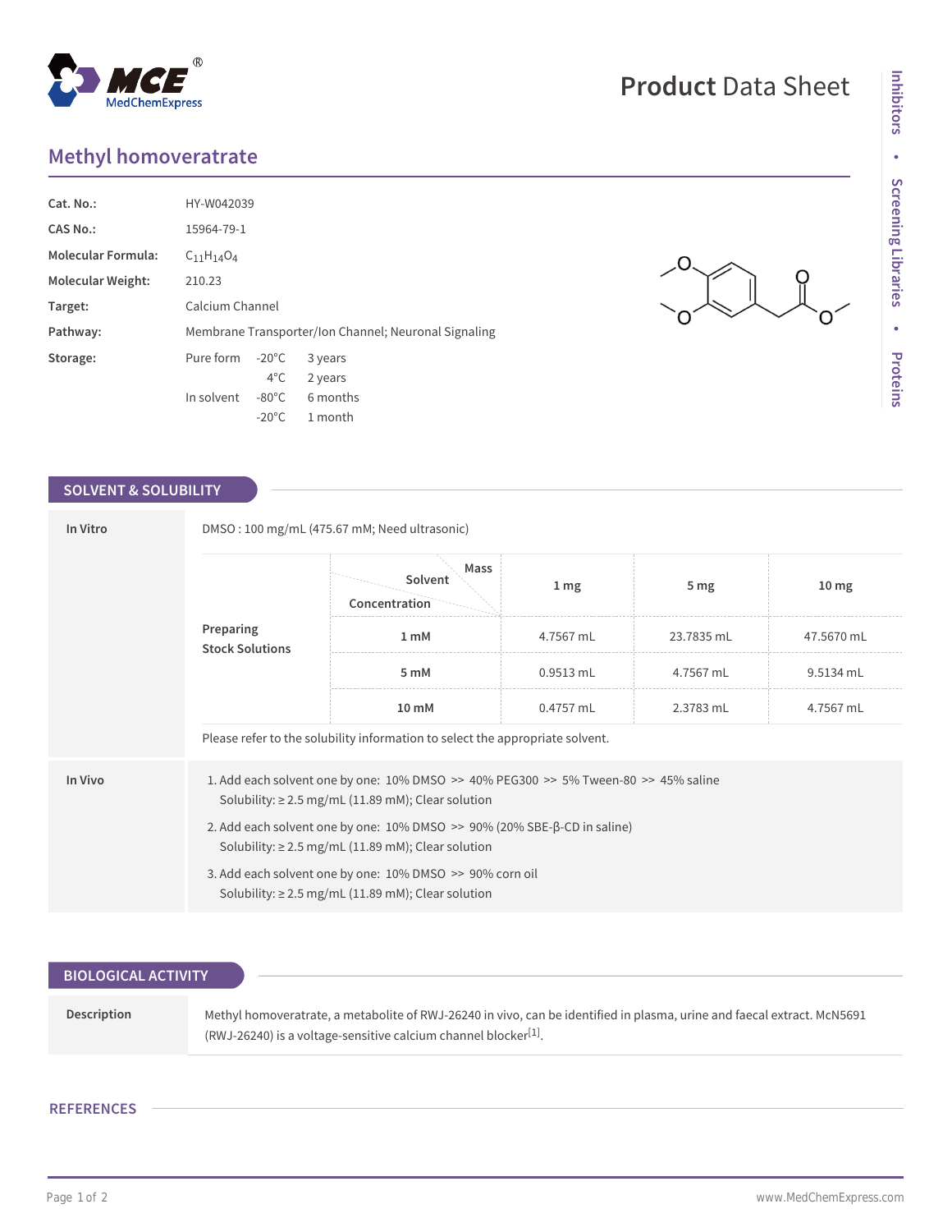# Methyl homoveratrate

| | |
|---|---|
| **Cat. No.:** | HY-W042039 |
| **CAS No.:** | 15964-79-1 |
| **Molecular Formula:** | $C_{11}H_{14}O_4$ |
| **Molecular Weight:** | 210.23 |
| **Target:** | Calcium Channel |
| **Pathway:** | Membrane Transporter/Ion Channel; Neuronal Signaling |
| **Storage:** | Pure form -20°C 3 years; 4°C 2 years. In solvent -80°C 6 months; -20°C 1 month |

## SOLVENT & SOLUBILITY

**In Vitro**

DMSO : 100 mg/mL (475.67 mM; Need ultrasonic)

**Preparing Stock Solutions**

| Concentration \ Solvent \ Mass | 1 mg | 5 mg | 10 mg |
|---|---|---|---|
| 1 mM | 4.7567 mL | 23.7835 mL | 47.5670 mL |
| 5 mM | 0.9513 mL | 4.7567 mL | 9.5134 mL |
| 10 mM | 0.4757 mL | 2.3783 mL | 4.7567 mL |

Please refer to the solubility information to select the appropriate solvent.

**In Vivo**

1. Add each solvent one by one: 10% DMSO >> 40% PEG300 >> 5% Tween-80 >> 45% saline
   Solubility: ≥ 2.5 mg/mL (11.89 mM); Clear solution
2. Add each solvent one by one: 10% DMSO >> 90% (20% SBE-β-CD in saline)
   Solubility: ≥ 2.5 mg/mL (11.89 mM); Clear solution
3. Add each solvent one by one: 10% DMSO >> 90% corn oil
   Solubility: ≥ 2.5 mg/mL (11.89 mM); Clear solution

## BIOLOGICAL ACTIVITY

**Description**

Methyl homoveratrate, a metabolite of RWJ-26240 in vivo, can be identified in plasma, urine and faecal extract. McN5691 (RWJ-26240) is a voltage-sensitive calcium channel blocker[1].

## REFERENCES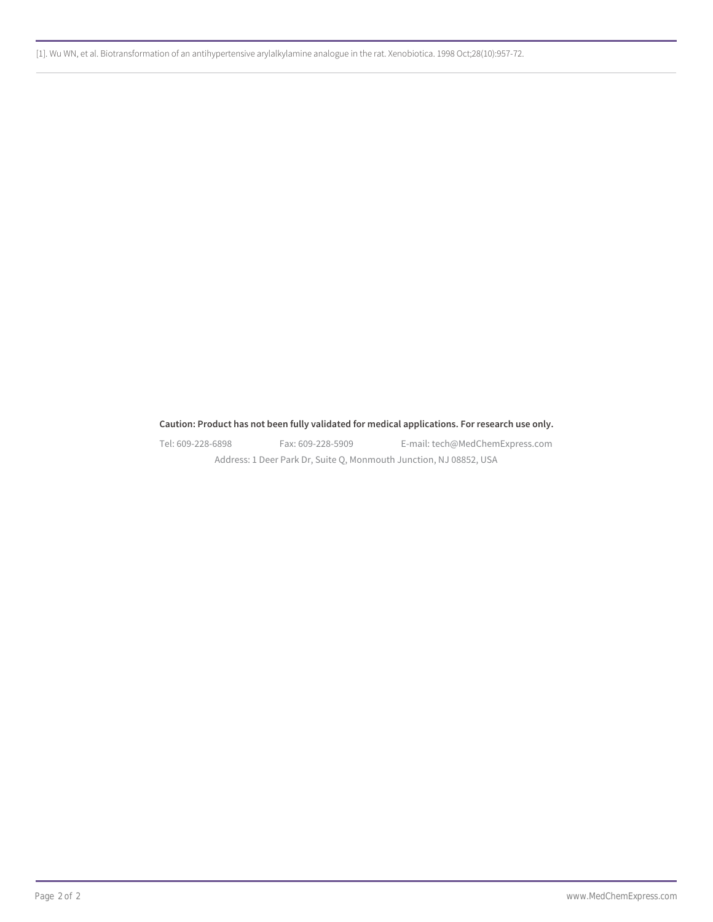[1]. Wu WN, et al. Biotransformation of an antihypertensive arylalkylamine analogue in the rat. Xenobiotica. 1998 Oct;28(10):957-72.

**Caution: Product has not been fully validated for medical applications. For research use only.**

Tel: 609-228-6898    Fax: 609-228-5909    E-mail: tech@MedChemExpress.com

Address: 1 Deer Park Dr, Suite Q, Monmouth Junction, NJ 08852, USA